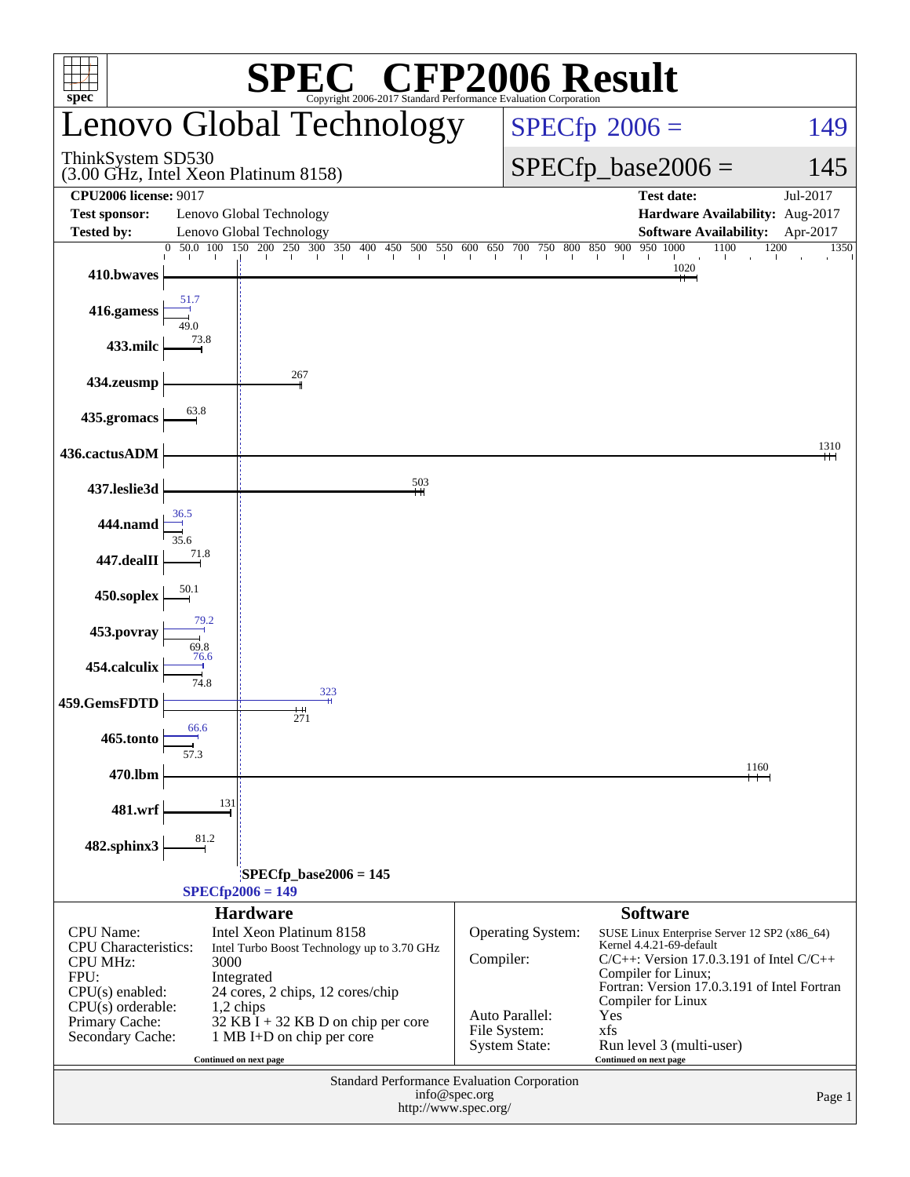# SPEC® CFP2006 Result

Copyright 2006-2017 Standard Performance Evaluation Corporation

## Lenovo Global Technology

ThinkSystem SD530
(3.00 GHz, Intel Xeon Platinum 8158)

**SPECfp 2006 = 149**

**SPECfp_base2006 = 145**

| | | | |
|---|---|---|---|
| **CPU2006 license:** 9017 | | **Test date:** | Jul-2017 |
| **Test sponsor:** | Lenovo Global Technology | **Hardware Availability:** | Aug-2017 |
| **Tested by:** | Lenovo Global Technology | **Software Availability:** | Apr-2017 |

| Benchmark | Peak | Base |
|---|---|---|
| 410.bwaves | | 1020 |
| 416.gamess | 51.7 | 49.0 |
| 433.milc | | 73.8 |
| 434.zeusmp | | 267 |
| 435.gromacs | | 63.8 |
| 436.cactusADM | | 1310 |
| 437.leslie3d | | 503 |
| 444.namd | 36.5 | 35.6 |
| 447.dealII | | 71.8 |
| 450.soplex | | 50.1 |
| 453.povray | 79.2 | 69.8 |
| 454.calculix | 76.6 | 74.8 |
| 459.GemsFDTD | 323 | 271 |
| 465.tonto | 66.6 | 57.3 |
| 470.lbm | | 1160 |
| 481.wrf | | 131 |
| 482.sphinx3 | | 81.2 |

SPECfp_base2006 = 145

SPECfp2006 = 149

### Hardware

| | |
|---|---|
| CPU Name: | Intel Xeon Platinum 8158 |
| CPU Characteristics: | Intel Turbo Boost Technology up to 3.70 GHz |
| CPU MHz: | 3000 |
| FPU: | Integrated |
| CPU(s) enabled: | 24 cores, 2 chips, 12 cores/chip |
| CPU(s) orderable: | 1,2 chips |
| Primary Cache: | 32 KB I + 32 KB D on chip per core |
| Secondary Cache: | 1 MB I+D on chip per core |

Continued on next page

### Software

| | |
|---|---|
| Operating System: | SUSE Linux Enterprise Server 12 SP2 (x86_64) Kernel 4.4.21-69-default |
| Compiler: | C/C++: Version 17.0.3.191 of Intel C/C++ Compiler for Linux; Fortran: Version 17.0.3.191 of Intel Fortran Compiler for Linux |
| Auto Parallel: | Yes |
| File System: | xfs |
| System State: | Run level 3 (multi-user) |

Continued on next page

Standard Performance Evaluation Corporation
info@spec.org
http://www.spec.org/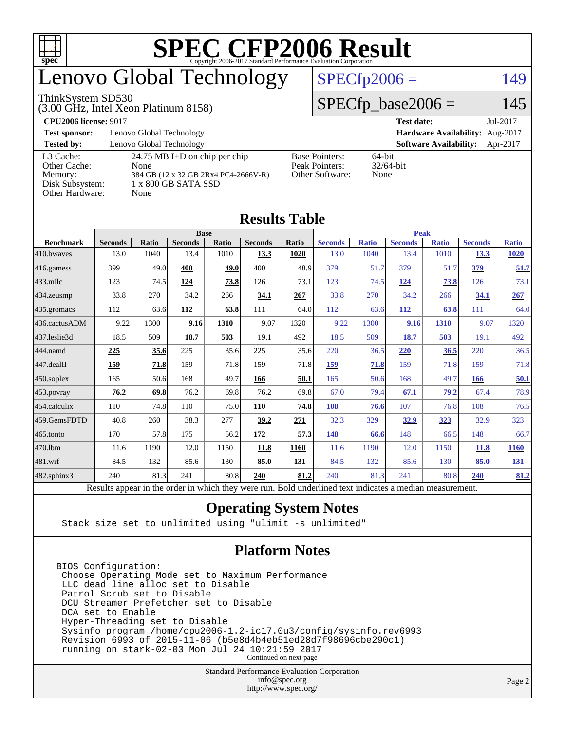# SPEC CFP2006 Result

Copyright 2006-2017 Standard Performance Evaluation Corporation

# Lenovo Global Technology

ThinkSystem SD530
(3.00 GHz, Intel Xeon Platinum 8158)

SPECfp2006 = 149

SPECfp_base2006 = 145

| | | | |
|---|---|---|---|
| **CPU2006 license:** 9017 | | **Test date:** | Jul-2017 |
| **Test sponsor:** | Lenovo Global Technology | **Hardware Availability:** | Aug-2017 |
| **Tested by:** | Lenovo Global Technology | **Software Availability:** | Apr-2017 |

| | |
|---|---|
| L3 Cache: | 24.75 MB I+D on chip per chip |
| Other Cache: | None |
| Memory: | 384 GB (12 x 32 GB 2Rx4 PC4-2666V-R) |
| Disk Subsystem: | 1 x 800 GB SATA SSD |
| Other Hardware: | None |

| | |
|---|---|
| Base Pointers: | 64-bit |
| Peak Pointers: | 32/64-bit |
| Other Software: | None |

## Results Table

| | Base | | | | | | Peak | | | | | |
|---|---|---|---|---|---|---|---|---|---|---|---|---|
| **Benchmark** | **Seconds** | **Ratio** | **Seconds** | **Ratio** | **Seconds** | **Ratio** | **Seconds** | **Ratio** | **Seconds** | **Ratio** | **Seconds** | **Ratio** |
| 410.bwaves | 13.0 | 1040 | 13.4 | 1010 | **13.3** | **1020** | 13.0 | 1040 | 13.4 | 1010 | **13.3** | **1020** |
| 416.gamess | 399 | 49.0 | **400** | **49.0** | 400 | 48.9 | 379 | 51.7 | 379 | 51.7 | **379** | **51.7** |
| 433.milc | 123 | 74.5 | **124** | **73.8** | 126 | 73.1 | 123 | 74.5 | **124** | **73.8** | 126 | 73.1 |
| 434.zeusmp | 33.8 | 270 | 34.2 | 266 | **34.1** | **267** | 33.8 | 270 | 34.2 | 266 | **34.1** | **267** |
| 435.gromacs | 112 | 63.6 | **112** | **63.8** | 111 | 64.0 | 112 | 63.6 | **112** | **63.8** | 111 | 64.0 |
| 436.cactusADM | 9.22 | 1300 | **9.16** | **1310** | 9.07 | 1320 | 9.22 | 1300 | **9.16** | **1310** | 9.07 | 1320 |
| 437.leslie3d | 18.5 | 509 | **18.7** | **503** | 19.1 | 492 | 18.5 | 509 | **18.7** | **503** | 19.1 | 492 |
| 444.namd | **225** | **35.6** | 225 | 35.6 | 225 | 35.6 | 220 | 36.5 | **220** | **36.5** | 220 | 36.5 |
| 447.dealII | **159** | **71.8** | 159 | 71.8 | 159 | 71.8 | **159** | **71.8** | 159 | 71.8 | 159 | 71.8 |
| 450.soplex | 165 | 50.6 | 168 | 49.7 | **166** | **50.1** | 165 | 50.6 | 168 | 49.7 | **166** | **50.1** |
| 453.povray | **76.2** | **69.8** | 76.2 | 69.8 | 76.2 | 69.8 | 67.0 | 79.4 | **67.1** | **79.2** | 67.4 | 78.9 |
| 454.calculix | 110 | 74.8 | 110 | 75.0 | **110** | **74.8** | **108** | **76.6** | 107 | 76.8 | 108 | 76.5 |
| 459.GemsFDTD | 40.8 | 260 | 38.3 | 277 | **39.2** | **271** | 32.3 | 329 | **32.9** | **323** | 32.9 | 323 |
| 465.tonto | 170 | 57.8 | 175 | 56.2 | **172** | **57.3** | **148** | **66.6** | 148 | 66.5 | 148 | 66.7 |
| 470.lbm | 11.6 | 1190 | 12.0 | 1150 | **11.8** | **1160** | 11.6 | 1190 | 12.0 | 1150 | **11.8** | **1160** |
| 481.wrf | 84.5 | 132 | 85.6 | 130 | **85.0** | **131** | 84.5 | 132 | 85.6 | 130 | **85.0** | **131** |
| 482.sphinx3 | 240 | 81.3 | 241 | 80.8 | **240** | **81.2** | 240 | 81.3 | 241 | 80.8 | **240** | **81.2** |

Results appear in the order in which they were run. Bold underlined text indicates a median measurement.

## Operating System Notes

```
Stack size set to unlimited using "ulimit -s unlimited"
```

## Platform Notes

```
BIOS Configuration:
 Choose Operating Mode set to Maximum Performance
 LLC dead line alloc set to Disable
 Patrol Scrub set to Disable
 DCU Streamer Prefetcher set to Disable
 DCA set to Enable
 Hyper-Threading set to Disable
 Sysinfo program /home/cpu2006-1.2-ic17.0u3/config/sysinfo.rev6993
 Revision 6993 of 2015-11-06 (b5e8d4b4eb51ed28d7f98696cbe290c1)
 running on stark-02-03 Mon Jul 24 10:21:59 2017
```

Continued on next page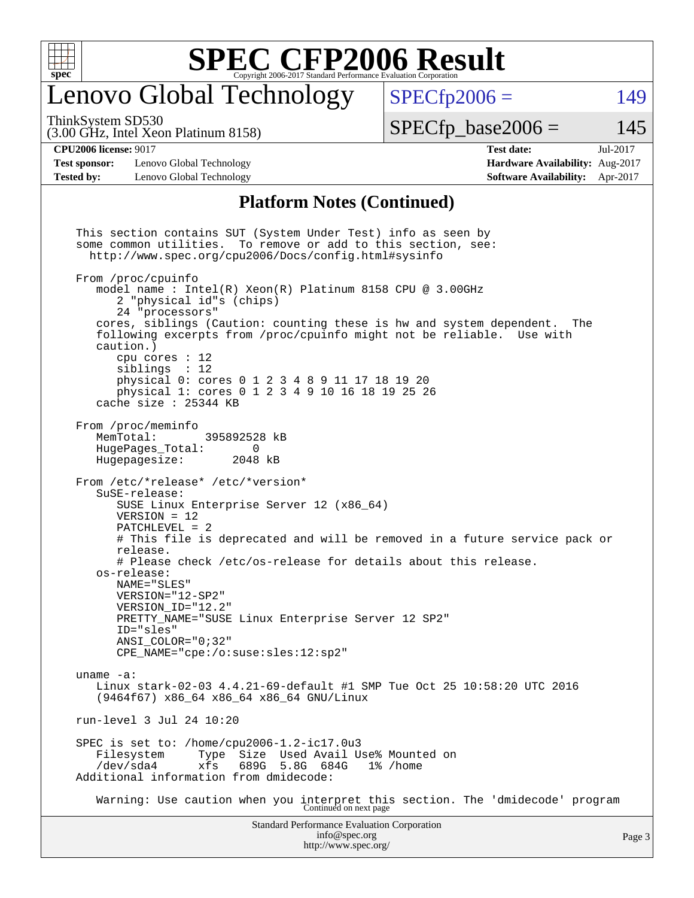# SPEC CFP2006 Result

Copyright 2006-2017 Standard Performance Evaluation Corporation

## Lenovo Global Technology

ThinkSystem SD530
(3.00 GHz, Intel Xeon Platinum 8158)

SPECfp2006 = 149

SPECfp_base2006 = 145

**CPU2006 license:** 9017
**Test sponsor:** Lenovo Global Technology
**Tested by:** Lenovo Global Technology

**Test date:** Jul-2017
**Hardware Availability:** Aug-2017
**Software Availability:** Apr-2017

## Platform Notes (Continued)

```
This section contains SUT (System Under Test) info as seen by
some common utilities.  To remove or add to this section, see:
  http://www.spec.org/cpu2006/Docs/config.html#sysinfo

From /proc/cpuinfo
   model name : Intel(R) Xeon(R) Platinum 8158 CPU @ 3.00GHz
      2 "physical id"s (chips)
      24 "processors"
   cores, siblings (Caution: counting these is hw and system dependent.  The
   following excerpts from /proc/cpuinfo might not be reliable.  Use with
   caution.)
      cpu cores : 12
      siblings  : 12
      physical 0: cores 0 1 2 3 4 8 9 11 17 18 19 20
      physical 1: cores 0 1 2 3 4 9 10 16 18 19 25 26
   cache size : 25344 KB

From /proc/meminfo
   MemTotal:       395892528 kB
   HugePages_Total:       0
   Hugepagesize:       2048 kB

From /etc/*release* /etc/*version*
   SuSE-release:
      SUSE Linux Enterprise Server 12 (x86_64)
      VERSION = 12
      PATCHLEVEL = 2
      # This file is deprecated and will be removed in a future service pack or
      release.
      # Please check /etc/os-release for details about this release.
   os-release:
      NAME="SLES"
      VERSION="12-SP2"
      VERSION_ID="12.2"
      PRETTY_NAME="SUSE Linux Enterprise Server 12 SP2"
      ID="sles"
      ANSI_COLOR="0;32"
      CPE_NAME="cpe:/o:suse:sles:12:sp2"

uname -a:
   Linux stark-02-03 4.4.21-69-default #1 SMP Tue Oct 25 10:58:20 UTC 2016
   (9464f67) x86_64 x86_64 x86_64 GNU/Linux

run-level 3 Jul 24 10:20

SPEC is set to: /home/cpu2006-1.2-ic17.0u3
   Filesystem     Type  Size  Used Avail Use% Mounted on
   /dev/sda4      xfs   689G  5.8G  684G   1% /home
Additional information from dmidecode:

   Warning: Use caution when you interpret this section. The 'dmidecode' program
```

Continued on next page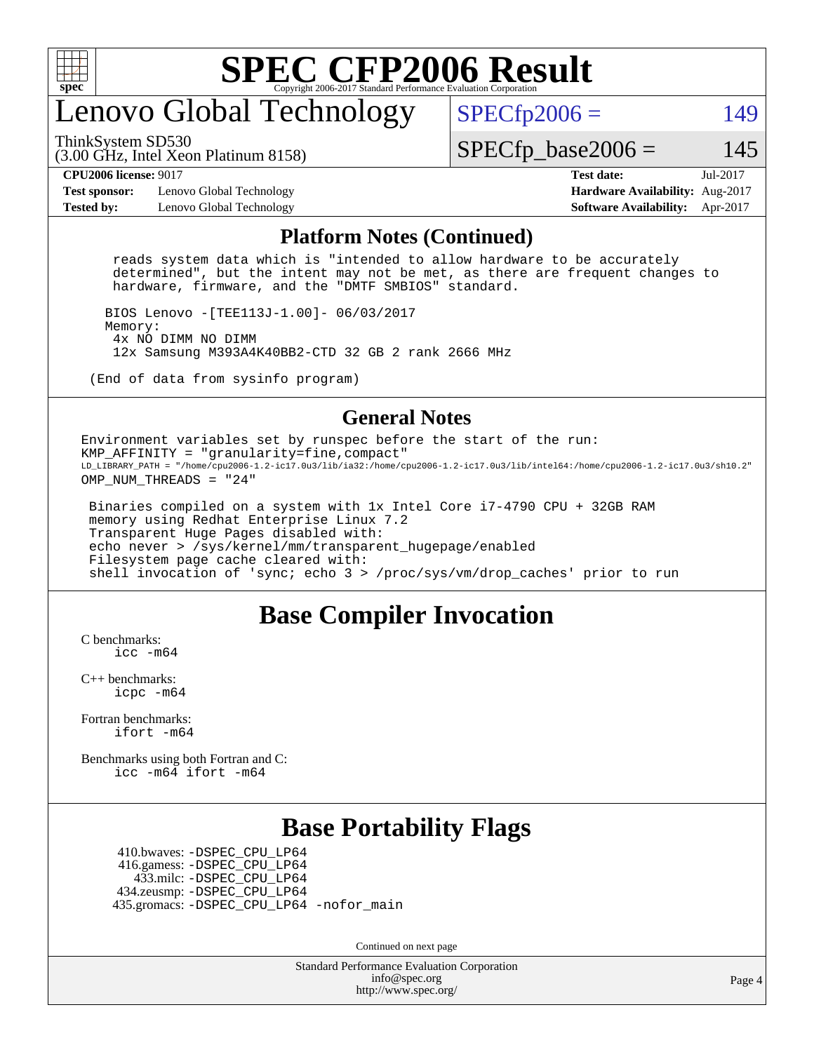# SPEC CFP2006 Result

Copyright 2006-2017 Standard Performance Evaluation Corporation

## Lenovo Global Technology

ThinkSystem SD530
(3.00 GHz, Intel Xeon Platinum 8158)

SPECfp2006 = 149

SPECfp_base2006 = 145

**CPU2006 license:** 9017 | **Test date:** Jul-2017
**Test sponsor:** Lenovo Global Technology | **Hardware Availability:** Aug-2017
**Tested by:** Lenovo Global Technology | **Software Availability:** Apr-2017

### Platform Notes (Continued)

```
    reads system data which is "intended to allow hardware to be accurately
    determined", but the intent may not be met, as there are frequent changes to
    hardware, firmware, and the "DMTF SMBIOS" standard.

   BIOS Lenovo -[TEE113J-1.00]- 06/03/2017
   Memory:
    4x NO DIMM NO DIMM
    12x Samsung M393A4K40BB2-CTD 32 GB 2 rank 2666 MHz

 (End of data from sysinfo program)
```

### General Notes

```
Environment variables set by runspec before the start of the run:
KMP_AFFINITY = "granularity=fine,compact"
LD_LIBRARY_PATH = "/home/cpu2006-1.2-ic17.0u3/lib/ia32:/home/cpu2006-1.2-ic17.0u3/lib/intel64:/home/cpu2006-1.2-ic17.0u3/sh10.2"
OMP_NUM_THREADS = "24"

 Binaries compiled on a system with 1x Intel Core i7-4790 CPU + 32GB RAM
 memory using Redhat Enterprise Linux 7.2
 Transparent Huge Pages disabled with:
 echo never > /sys/kernel/mm/transparent_hugepage/enabled
 Filesystem page cache cleared with:
 shell invocation of 'sync; echo 3 > /proc/sys/vm/drop_caches' prior to run
```

## Base Compiler Invocation

C benchmarks:
  icc -m64

C++ benchmarks:
  icpc -m64

Fortran benchmarks:
  ifort -m64

Benchmarks using both Fortran and C:
  icc -m64 ifort -m64

## Base Portability Flags

410.bwaves: -DSPEC_CPU_LP64
416.gamess: -DSPEC_CPU_LP64
433.milc: -DSPEC_CPU_LP64
434.zeusmp: -DSPEC_CPU_LP64
435.gromacs: -DSPEC_CPU_LP64 -nofor_main

Continued on next page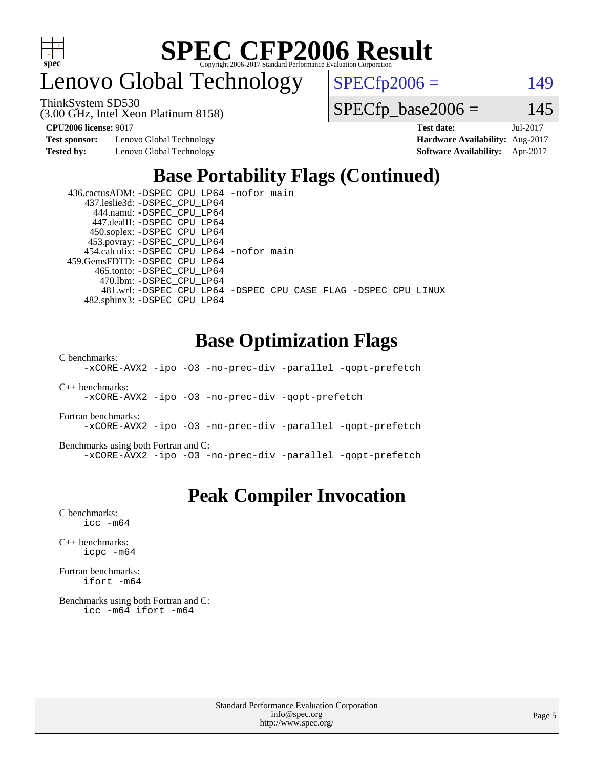# SPEC CFP2006 Result

Copyright 2006-2017 Standard Performance Evaluation Corporation

# Lenovo Global Technology

ThinkSystem SD530
(3.00 GHz, Intel Xeon Platinum 8158)

SPECfp2006 = 149

SPECfp_base2006 = 145

**CPU2006 license:** 9017
**Test sponsor:** Lenovo Global Technology
**Tested by:** Lenovo Global Technology
**Test date:** Jul-2017
**Hardware Availability:** Aug-2017
**Software Availability:** Apr-2017

## Base Portability Flags (Continued)

```
 436.cactusADM: -DSPEC_CPU_LP64 -nofor_main
   437.leslie3d: -DSPEC_CPU_LP64
      444.namd: -DSPEC_CPU_LP64
     447.dealII: -DSPEC_CPU_LP64
    450.soplex: -DSPEC_CPU_LP64
    453.povray: -DSPEC_CPU_LP64
  454.calculix: -DSPEC_CPU_LP64 -nofor_main
459.GemsFDTD: -DSPEC_CPU_LP64
     465.tonto: -DSPEC_CPU_LP64
       470.lbm: -DSPEC_CPU_LP64
       481.wrf: -DSPEC_CPU_LP64 -DSPEC_CPU_CASE_FLAG -DSPEC_CPU_LINUX
   482.sphinx3: -DSPEC_CPU_LP64
```

## Base Optimization Flags

C benchmarks:
```
-xCORE-AVX2 -ipo -O3 -no-prec-div -parallel -qopt-prefetch
```

C++ benchmarks:
```
-xCORE-AVX2 -ipo -O3 -no-prec-div -qopt-prefetch
```

Fortran benchmarks:
```
-xCORE-AVX2 -ipo -O3 -no-prec-div -parallel -qopt-prefetch
```

Benchmarks using both Fortran and C:
```
-xCORE-AVX2 -ipo -O3 -no-prec-div -parallel -qopt-prefetch
```

## Peak Compiler Invocation

C benchmarks:
```
icc -m64
```

C++ benchmarks:
```
icpc -m64
```

Fortran benchmarks:
```
ifort -m64
```

Benchmarks using both Fortran and C:
```
icc -m64 ifort -m64
```

Standard Performance Evaluation Corporation
info@spec.org
http://www.spec.org/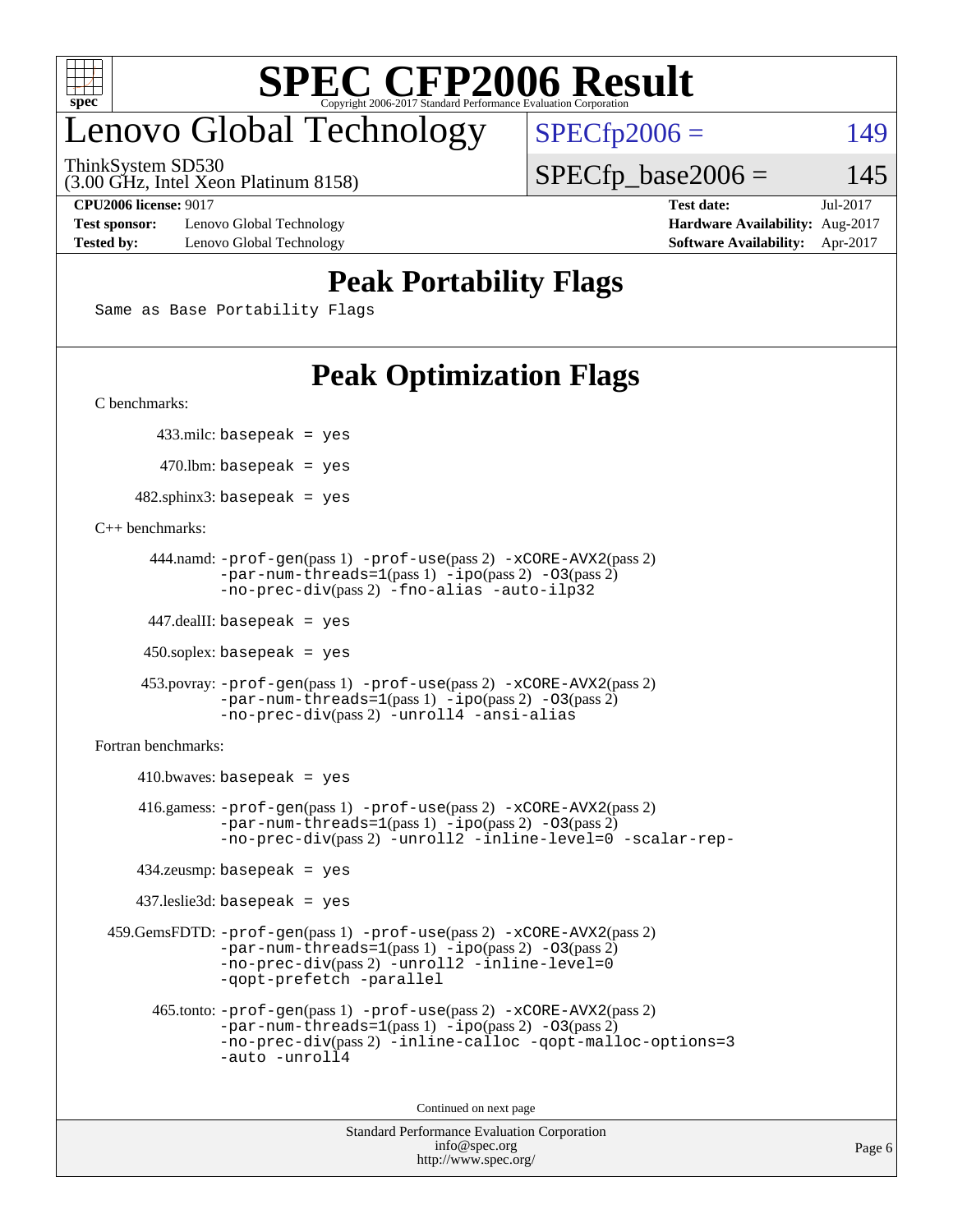# SPEC CFP2006 Result

Copyright 2006-2017 Standard Performance Evaluation Corporation

## Lenovo Global Technology

ThinkSystem SD530
(3.00 GHz, Intel Xeon Platinum 8158)

SPECfp2006 = 149

SPECfp_base2006 = 145

| | | | |
|---|---|---|---|
| **CPU2006 license:** 9017 | | **Test date:** | Jul-2017 |
| **Test sponsor:** | Lenovo Global Technology | **Hardware Availability:** | Aug-2017 |
| **Tested by:** | Lenovo Global Technology | **Software Availability:** | Apr-2017 |

## Peak Portability Flags

Same as Base Portability Flags

## Peak Optimization Flags

C benchmarks:

433.milc: basepeak = yes

470.lbm: basepeak = yes

482.sphinx3: basepeak = yes

C++ benchmarks:

444.namd: -prof-gen(pass 1) -prof-use(pass 2) -xCORE-AVX2(pass 2) -par-num-threads=1(pass 1) -ipo(pass 2) -O3(pass 2) -no-prec-div(pass 2) -fno-alias -auto-ilp32

447.dealII: basepeak = yes

450.soplex: basepeak = yes

453.povray: -prof-gen(pass 1) -prof-use(pass 2) -xCORE-AVX2(pass 2) -par-num-threads=1(pass 1) -ipo(pass 2) -O3(pass 2) -no-prec-div(pass 2) -unroll4 -ansi-alias

Fortran benchmarks:

410.bwaves: basepeak = yes

416.gamess: -prof-gen(pass 1) -prof-use(pass 2) -xCORE-AVX2(pass 2) -par-num-threads=1(pass 1) -ipo(pass 2) -O3(pass 2) -no-prec-div(pass 2) -unroll2 -inline-level=0 -scalar-rep-

434.zeusmp: basepeak = yes

437.leslie3d: basepeak = yes

459.GemsFDTD: -prof-gen(pass 1) -prof-use(pass 2) -xCORE-AVX2(pass 2) -par-num-threads=1(pass 1) -ipo(pass 2) -O3(pass 2) -no-prec-div(pass 2) -unroll2 -inline-level=0 -qopt-prefetch -parallel

465.tonto: -prof-gen(pass 1) -prof-use(pass 2) -xCORE-AVX2(pass 2) -par-num-threads=1(pass 1) -ipo(pass 2) -O3(pass 2) -no-prec-div(pass 2) -inline-calloc -qopt-malloc-options=3 -auto -unroll4

Continued on next page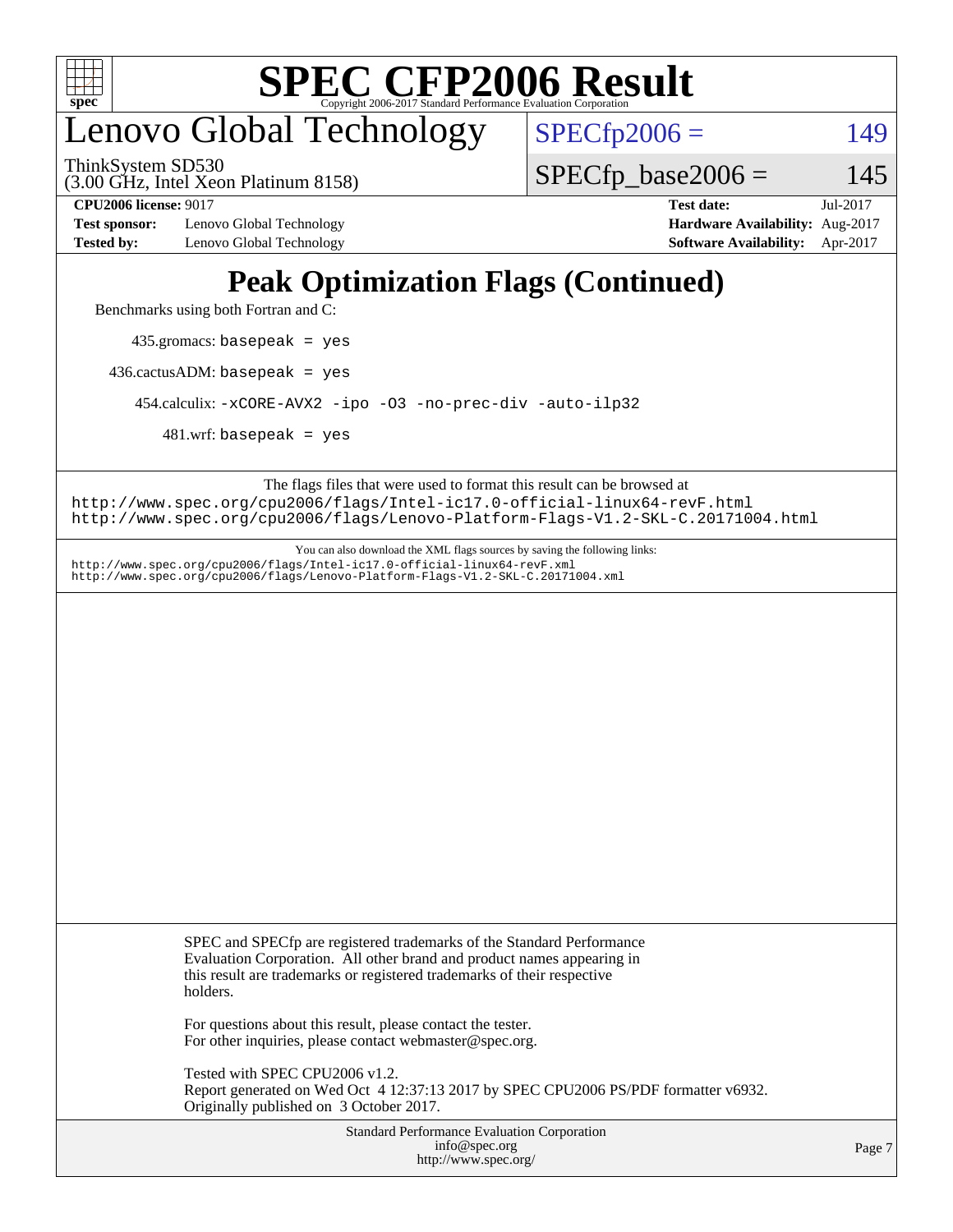## Peak Optimization Flags (Continued)

Benchmarks using both Fortran and C:

435.gromacs: basepeak = yes

436.cactusADM: basepeak = yes

454.calculix: -xCORE-AVX2 -ipo -O3 -no-prec-div -auto-ilp32

481.wrf: basepeak = yes

The flags files that were used to format this result can be browsed at
http://www.spec.org/cpu2006/flags/Intel-ic17.0-official-linux64-revF.html
http://www.spec.org/cpu2006/flags/Lenovo-Platform-Flags-V1.2-SKL-C.20171004.html

You can also download the XML flags sources by saving the following links:
http://www.spec.org/cpu2006/flags/Intel-ic17.0-official-linux64-revF.xml
http://www.spec.org/cpu2006/flags/Lenovo-Platform-Flags-V1.2-SKL-C.20171004.xml

SPEC and SPECfp are registered trademarks of the Standard Performance Evaluation Corporation. All other brand and product names appearing in this result are trademarks or registered trademarks of their respective holders.

For questions about this result, please contact the tester.
For other inquiries, please contact webmaster@spec.org.

Tested with SPEC CPU2006 v1.2.
Report generated on Wed Oct 4 12:37:13 2017 by SPEC CPU2006 PS/PDF formatter v6932.
Originally published on 3 October 2017.